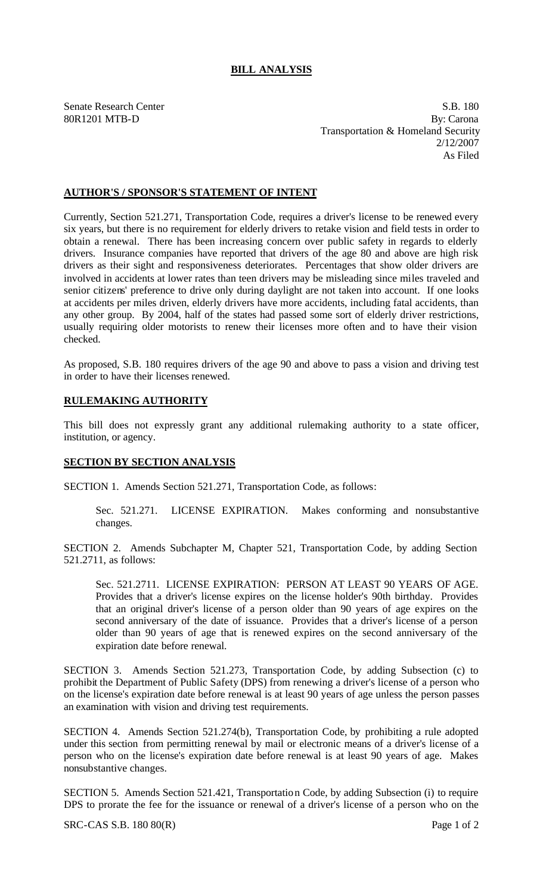# BILL ANALYSIS

Senate Research Center
80R1201 MTB-D

S.B. 180
By: Carona
Transportation & Homeland Security
2/12/2007
As Filed

## AUTHOR'S / SPONSOR'S STATEMENT OF INTENT

Currently, Section 521.271, Transportation Code, requires a driver's license to be renewed every six years, but there is no requirement for elderly drivers to retake vision and field tests in order to obtain a renewal. There has been increasing concern over public safety in regards to elderly drivers. Insurance companies have reported that drivers of the age 80 and above are high risk drivers as their sight and responsiveness deteriorates. Percentages that show older drivers are involved in accidents at lower rates than teen drivers may be misleading since miles traveled and senior citizens' preference to drive only during daylight are not taken into account. If one looks at accidents per miles driven, elderly drivers have more accidents, including fatal accidents, than any other group. By 2004, half of the states had passed some sort of elderly driver restrictions, usually requiring older motorists to renew their licenses more often and to have their vision checked.

As proposed, S.B. 180 requires drivers of the age 90 and above to pass a vision and driving test in order to have their licenses renewed.

## RULEMAKING AUTHORITY

This bill does not expressly grant any additional rulemaking authority to a state officer, institution, or agency.

## SECTION BY SECTION ANALYSIS

SECTION 1. Amends Section 521.271, Transportation Code, as follows:

Sec. 521.271. LICENSE EXPIRATION. Makes conforming and nonsubstantive changes.

SECTION 2. Amends Subchapter M, Chapter 521, Transportation Code, by adding Section 521.2711, as follows:

Sec. 521.2711. LICENSE EXPIRATION: PERSON AT LEAST 90 YEARS OF AGE. Provides that a driver's license expires on the license holder's 90th birthday. Provides that an original driver's license of a person older than 90 years of age expires on the second anniversary of the date of issuance. Provides that a driver's license of a person older than 90 years of age that is renewed expires on the second anniversary of the expiration date before renewal.

SECTION 3. Amends Section 521.273, Transportation Code, by adding Subsection (c) to prohibit the Department of Public Safety (DPS) from renewing a driver's license of a person who on the license's expiration date before renewal is at least 90 years of age unless the person passes an examination with vision and driving test requirements.

SECTION 4. Amends Section 521.274(b), Transportation Code, by prohibiting a rule adopted under this section from permitting renewal by mail or electronic means of a driver's license of a person who on the license's expiration date before renewal is at least 90 years of age. Makes nonsubstantive changes.

SECTION 5. Amends Section 521.421, Transportation Code, by adding Subsection (i) to require DPS to prorate the fee for the issuance or renewal of a driver's license of a person who on the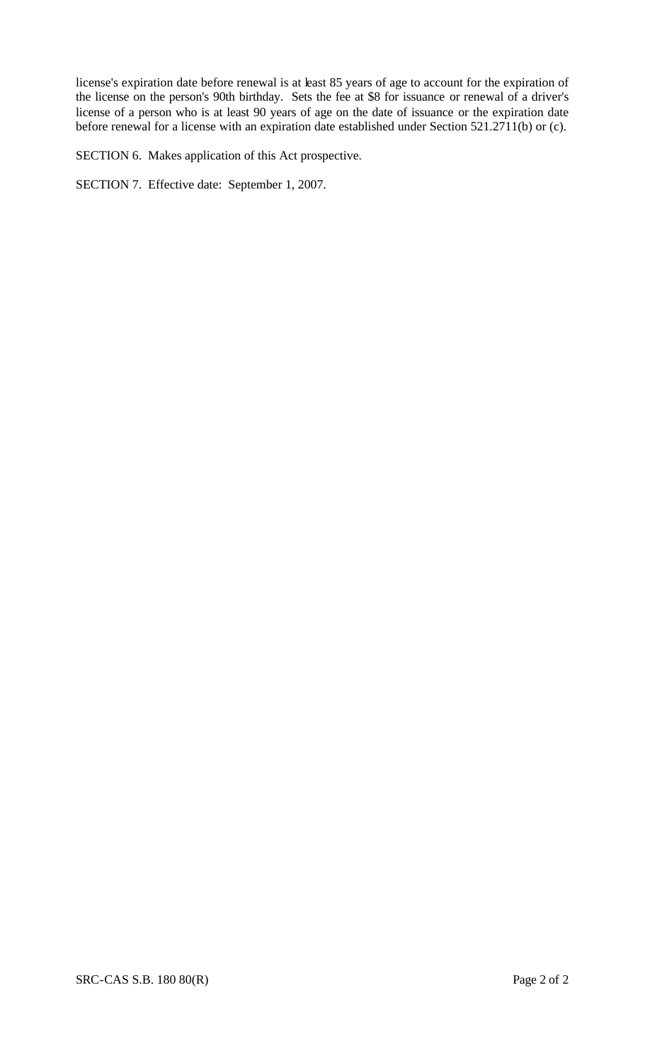license's expiration date before renewal is at least 85 years of age to account for the expiration of the license on the person's 90th birthday. Sets the fee at $8 for issuance or renewal of a driver's license of a person who is at least 90 years of age on the date of issuance or the expiration date before renewal for a license with an expiration date established under Section 521.2711(b) or (c).

SECTION 6. Makes application of this Act prospective.

SECTION 7. Effective date: September 1, 2007.